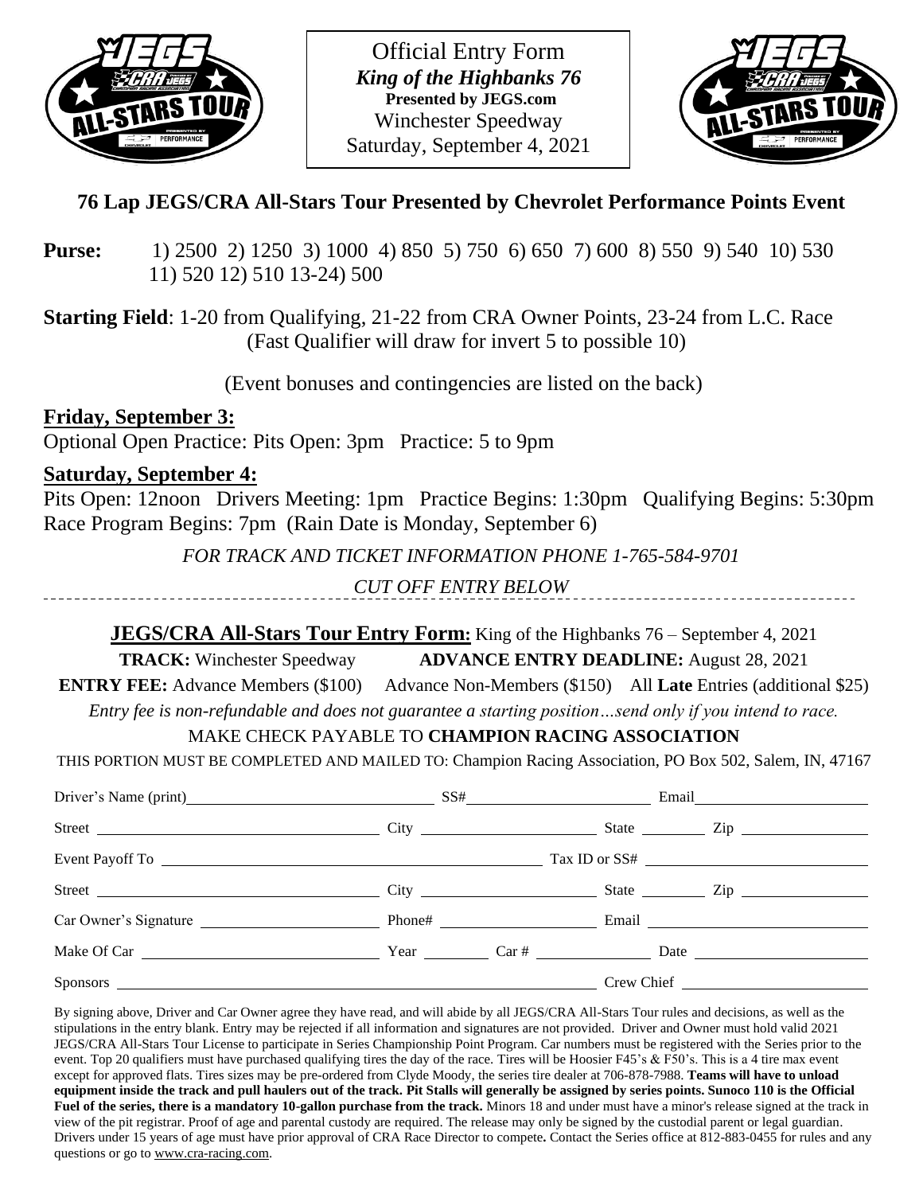Official Entry Form

***King of the Highbanks 76***

**Presented by JEGS.com**

Winchester Speedway

Saturday, September 4, 2021

## 76 Lap JEGS/CRA All-Stars Tour Presented by Chevrolet Performance Points Event

**Purse:** 1) 2500 2) 1250 3) 1000 4) 850 5) 750 6) 650 7) 600 8) 550 9) 540 10) 530 11) 520 12) 510 13-24) 500

**Starting Field**: 1-20 from Qualifying, 21-22 from CRA Owner Points, 23-24 from L.C. Race (Fast Qualifier will draw for invert 5 to possible 10)

(Event bonuses and contingencies are listed on the back)

**Friday, September 3:**

Optional Open Practice: Pits Open: 3pm Practice: 5 to 9pm

**Saturday, September 4:**

Pits Open: 12noon Drivers Meeting: 1pm Practice Begins: 1:30pm Qualifying Begins: 5:30pm Race Program Begins: 7pm (Rain Date is Monday, September 6)

*FOR TRACK AND TICKET INFORMATION PHONE 1-765-584-9701*

*CUT OFF ENTRY BELOW*

---

**JEGS/CRA All-Stars Tour Entry Form:** King of the Highbanks 76 – September 4, 2021

**TRACK:** Winchester Speedway **ADVANCE ENTRY DEADLINE:** August 28, 2021

**ENTRY FEE:** Advance Members ($100) Advance Non-Members ($150) All **Late** Entries (additional $25)

*Entry fee is non-refundable and does not guarantee a starting position…send only if you intend to race.*

MAKE CHECK PAYABLE TO **CHAMPION RACING ASSOCIATION**

THIS PORTION MUST BE COMPLETED AND MAILED TO: Champion Racing Association, PO Box 502, Salem, IN, 47167

Driver's Name (print) \_\_\_\_\_\_\_\_\_\_ SS# \_\_\_\_\_\_\_\_\_\_ Email \_\_\_\_\_\_\_\_\_\_

Street \_\_\_\_\_\_\_\_\_\_ City \_\_\_\_\_\_\_\_\_\_ State \_\_\_\_\_ Zip \_\_\_\_\_\_\_\_\_\_

Event Payoff To \_\_\_\_\_\_\_\_\_\_ Tax ID or SS# \_\_\_\_\_\_\_\_\_\_

Street \_\_\_\_\_\_\_\_\_\_ City \_\_\_\_\_\_\_\_\_\_ State \_\_\_\_\_ Zip \_\_\_\_\_\_\_\_\_\_

Car Owner's Signature \_\_\_\_\_\_\_\_\_\_ Phone# \_\_\_\_\_\_\_\_\_\_ Email \_\_\_\_\_\_\_\_\_\_

Make Of Car \_\_\_\_\_\_\_\_\_\_ Year \_\_\_\_\_ Car # \_\_\_\_\_\_\_\_\_\_ Date \_\_\_\_\_\_\_\_\_\_

Sponsors \_\_\_\_\_\_\_\_\_\_ Crew Chief \_\_\_\_\_\_\_\_\_\_

By signing above, Driver and Car Owner agree they have read, and will abide by all JEGS/CRA All-Stars Tour rules and decisions, as well as the stipulations in the entry blank. Entry may be rejected if all information and signatures are not provided. Driver and Owner must hold valid 2021 JEGS/CRA All-Stars Tour License to participate in Series Championship Point Program. Car numbers must be registered with the Series prior to the event. Top 20 qualifiers must have purchased qualifying tires the day of the race. Tires will be Hoosier F45's & F50's. This is a 4 tire max event except for approved flats. Tires sizes may be pre-ordered from Clyde Moody, the series tire dealer at 706-878-7988. **Teams will have to unload equipment inside the track and pull haulers out of the track. Pit Stalls will generally be assigned by series points. Sunoco 110 is the Official Fuel of the series, there is a mandatory 10-gallon purchase from the track.** Minors 18 and under must have a minor's release signed at the track in view of the pit registrar. Proof of age and parental custody are required. The release may only be signed by the custodial parent or legal guardian. Drivers under 15 years of age must have prior approval of CRA Race Director to compete**.** Contact the Series office at 812-883-0455 for rules and any questions or go to www.cra-racing.com.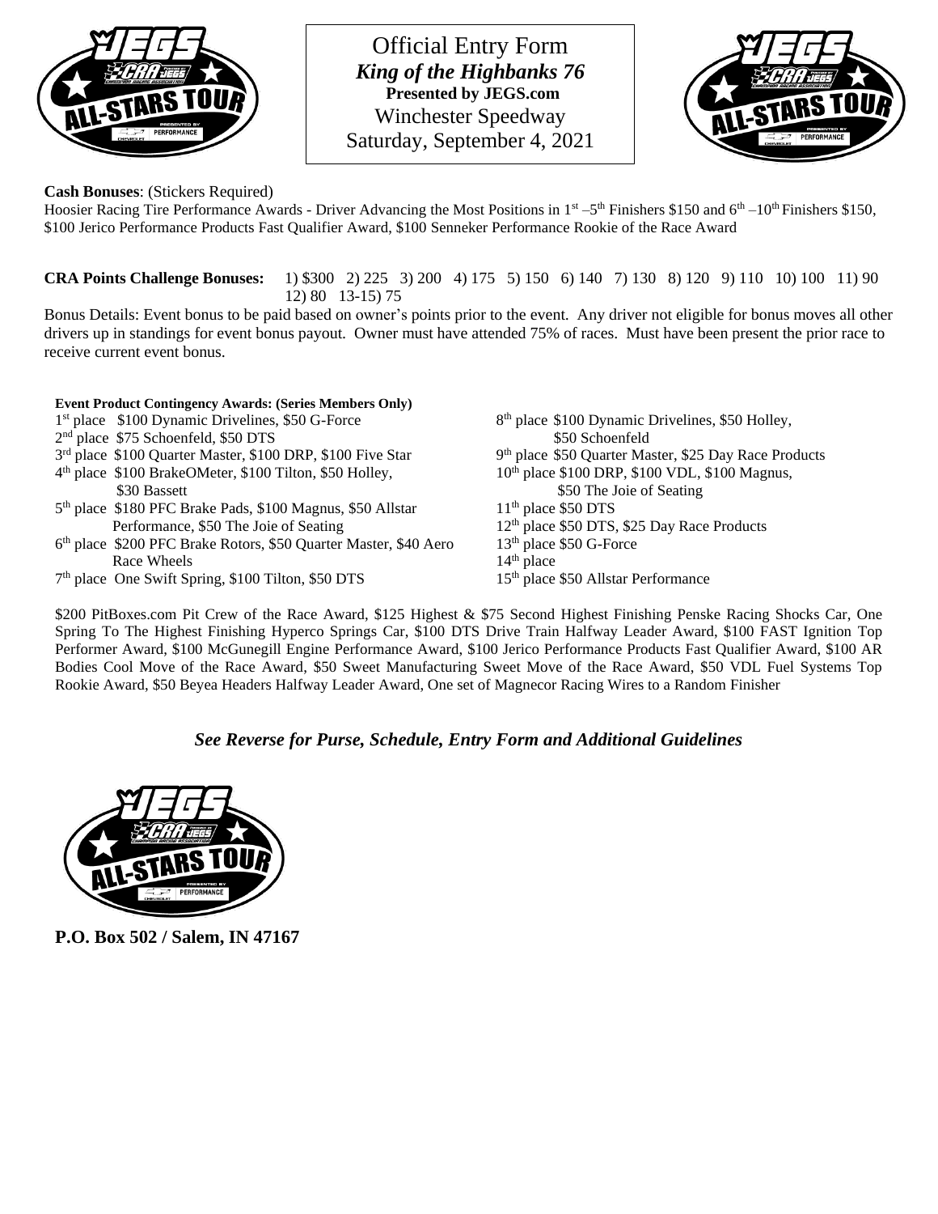Official Entry Form
***King of the Highbanks 76***
**Presented by JEGS.com**
Winchester Speedway
Saturday, September 4, 2021

**Cash Bonuses**: (Stickers Required)
Hoosier Racing Tire Performance Awards - Driver Advancing the Most Positions in 1st –5th Finishers $150 and 6th –10th Finishers $150, $100 Jerico Performance Products Fast Qualifier Award, $100 Senneker Performance Rookie of the Race Award

**CRA Points Challenge Bonuses:** 1) $300 2) 225 3) 200 4) 175 5) 150 6) 140 7) 130 8) 120 9) 110 10) 100 11) 90 12) 80 13-15) 75

Bonus Details: Event bonus to be paid based on owner's points prior to the event. Any driver not eligible for bonus moves all other drivers up in standings for event bonus payout. Owner must have attended 75% of races. Must have been present the prior race to receive current event bonus.

**Event Product Contingency Awards: (Series Members Only)**

1st place $100 Dynamic Drivelines, $50 G-Force
2nd place $75 Schoenfeld, $50 DTS
3rd place $100 Quarter Master, $100 DRP, $100 Five Star
4th place $100 BrakeOMeter, $100 Tilton, $50 Holley, $30 Bassett
5th place $180 PFC Brake Pads, $100 Magnus, $50 Allstar Performance, $50 The Joie of Seating
6th place $200 PFC Brake Rotors, $50 Quarter Master, $40 Aero Race Wheels
7th place One Swift Spring, $100 Tilton, $50 DTS
8th place $100 Dynamic Drivelines, $50 Holley, $50 Schoenfeld
9th place $50 Quarter Master, $25 Day Race Products
10th place $100 DRP, $100 VDL, $100 Magnus, $50 The Joie of Seating
11th place $50 DTS
12th place $50 DTS, $25 Day Race Products
13th place $50 G-Force
14th place
15th place $50 Allstar Performance

$200 PitBoxes.com Pit Crew of the Race Award, $125 Highest & $75 Second Highest Finishing Penske Racing Shocks Car, One Spring To The Highest Finishing Hyperco Springs Car, $100 DTS Drive Train Halfway Leader Award, $100 FAST Ignition Top Performer Award, $100 McGunegill Engine Performance Award, $100 Jerico Performance Products Fast Qualifier Award, $100 AR Bodies Cool Move of the Race Award, $50 Sweet Manufacturing Sweet Move of the Race Award, $50 VDL Fuel Systems Top Rookie Award, $50 Beyea Headers Halfway Leader Award, One set of Magnecor Racing Wires to a Random Finisher

***See Reverse for Purse, Schedule, Entry Form and Additional Guidelines***

**P.O. Box 502 / Salem, IN 47167**